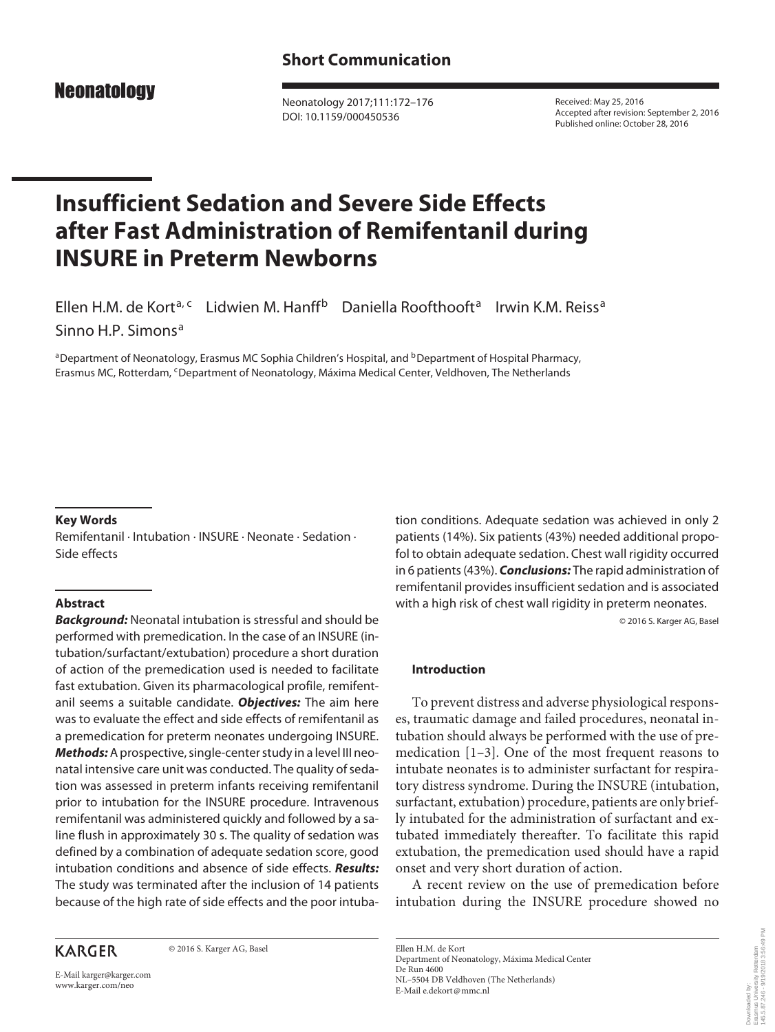Short Communication

Neonatology

Received: May 25, 2016
Accepted after revision: September 2, 2016
Published online: October 28, 2016

# Insufficient Sedation and Severe Side Effects after Fast Administration of Remifentanil during INSURE in Preterm Newborns

Ellen H.M. de Kort[a, c] Lidwien M. Hanff[b] Daniella Roofthooft[a] Irwin K.M. Reiss[a] Sinno H.P. Simons[a]

[a]Department of Neonatology, Erasmus MC Sophia Children's Hospital, and [b]Department of Hospital Pharmacy, Erasmus MC, Rotterdam, [c]Department of Neonatology, Máxima Medical Center, Veldhoven, The Netherlands

### Key Words

Remifentanil · Intubation · INSURE · Neonate · Sedation · Side effects

### Abstract

***Background:*** Neonatal intubation is stressful and should be performed with premedication. In the case of an INSURE (intubation/surfactant/extubation) procedure a short duration of action of the premedication used is needed to facilitate fast extubation. Given its pharmacological profile, remifentanil seems a suitable candidate. ***Objectives:*** The aim here was to evaluate the effect and side effects of remifentanil as a premedication for preterm neonates undergoing INSURE. ***Methods:*** A prospective, single-center study in a level III neonatal intensive care unit was conducted. The quality of sedation was assessed in preterm infants receiving remifentanil prior to intubation for the INSURE procedure. Intravenous remifentanil was administered quickly and followed by a saline flush in approximately 30 s. The quality of sedation was defined by a combination of adequate sedation score, good intubation conditions and absence of side effects. ***Results:*** The study was terminated after the inclusion of 14 patients because of the high rate of side effects and the poor intubation conditions. Adequate sedation was achieved in only 2 patients (14%). Six patients (43%) needed additional propofol to obtain adequate sedation. Chest wall rigidity occurred in 6 patients (43%). ***Conclusions:*** The rapid administration of remifentanil provides insufficient sedation and is associated with a high risk of chest wall rigidity in preterm neonates.

© 2016 S. Karger AG, Basel

### Introduction

To prevent distress and adverse physiological responses, traumatic damage and failed procedures, neonatal intubation should always be performed with the use of premedication [1–3]. One of the most frequent reasons to intubate neonates is to administer surfactant for respiratory distress syndrome. During the INSURE (intubation, surfactant, extubation) procedure, patients are only briefly intubated for the administration of surfactant and extubated immediately thereafter. To facilitate this rapid extubation, the premedication used should have a rapid onset and very short duration of action.

A recent review on the use of premedication before intubation during the INSURE procedure showed no

KARGER © 2016 S. Karger AG, Basel

E-Mail karger@karger.com
www.karger.com/neo

Ellen H.M. de Kort
Department of Neonatology, Máxima Medical Center
De Run 4600
NL–5504 DB Veldhoven (The Netherlands)
E-Mail e.dekort@mmc.nl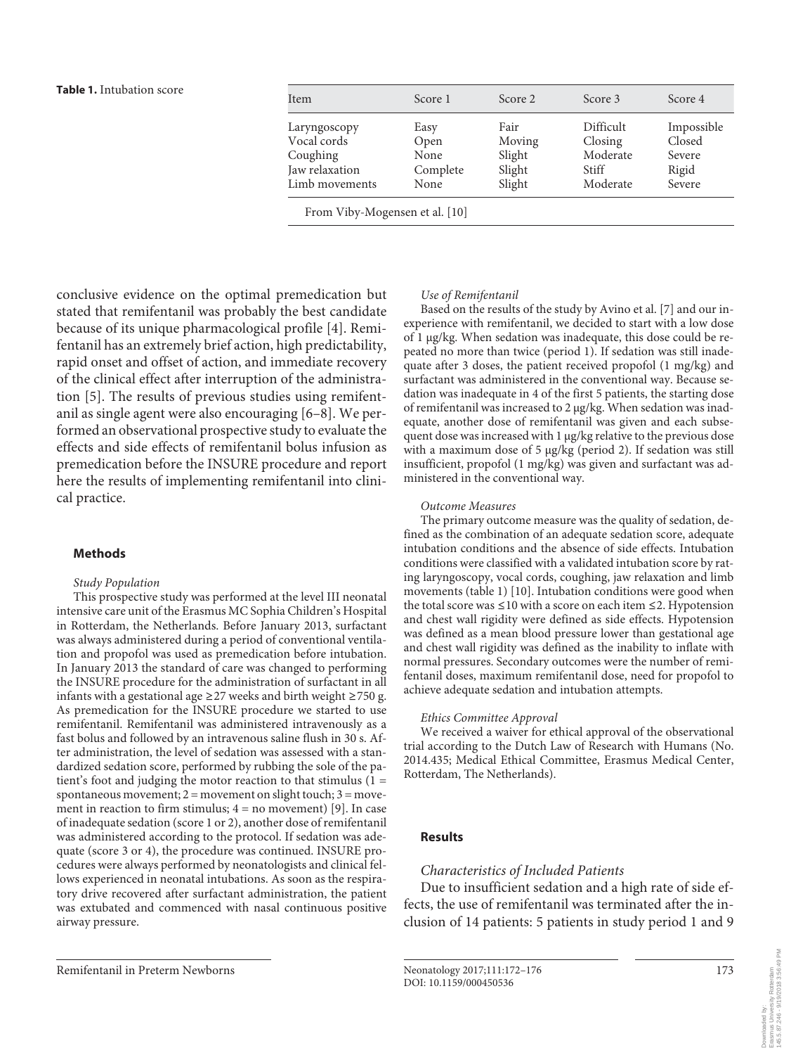**Table 1.** Intubation score

| Item | Score 1 | Score 2 | Score 3 | Score 4 |
|---|---|---|---|---|
| Laryngoscopy | Easy | Fair | Difficult | Impossible |
| Vocal cords | Open | Moving | Closing | Closed |
| Coughing | None | Slight | Moderate | Severe |
| Jaw relaxation | Complete | Slight | Stiff | Rigid |
| Limb movements | None | Slight | Moderate | Severe |

From Viby-Mogensen et al. [10]

conclusive evidence on the optimal premedication but stated that remifentanil was probably the best candidate because of its unique pharmacological profile [4]. Remifentanil has an extremely brief action, high predictability, rapid onset and offset of action, and immediate recovery of the clinical effect after interruption of the administration [5]. The results of previous studies using remifentanil as single agent were also encouraging [6–8]. We performed an observational prospective study to evaluate the effects and side effects of remifentanil bolus infusion as premedication before the INSURE procedure and report here the results of implementing remifentanil into clinical practice.

## Methods

*Study Population*

This prospective study was performed at the level III neonatal intensive care unit of the Erasmus MC Sophia Children's Hospital in Rotterdam, the Netherlands. Before January 2013, surfactant was always administered during a period of conventional ventilation and propofol was used as premedication before intubation. In January 2013 the standard of care was changed to performing the INSURE procedure for the administration of surfactant in all infants with a gestational age ≥27 weeks and birth weight ≥750 g. As premedication for the INSURE procedure we started to use remifentanil. Remifentanil was administered intravenously as a fast bolus and followed by an intravenous saline flush in 30 s. After administration, the level of sedation was assessed with a standardized sedation score, performed by rubbing the sole of the patient's foot and judging the motor reaction to that stimulus (1 = spontaneous movement; 2 = movement on slight touch; 3 = movement in reaction to firm stimulus; 4 = no movement) [9]. In case of inadequate sedation (score 1 or 2), another dose of remifentanil was administered according to the protocol. If sedation was adequate (score 3 or 4), the procedure was continued. INSURE procedures were always performed by neonatologists and clinical fellows experienced in neonatal intubations. As soon as the respiratory drive recovered after surfactant administration, the patient was extubated and commenced with nasal continuous positive airway pressure.

*Use of Remifentanil*

Based on the results of the study by Avino et al. [7] and our inexperience with remifentanil, we decided to start with a low dose of 1 μg/kg. When sedation was inadequate, this dose could be repeated no more than twice (period 1). If sedation was still inadequate after 3 doses, the patient received propofol (1 mg/kg) and surfactant was administered in the conventional way. Because sedation was inadequate in 4 of the first 5 patients, the starting dose of remifentanil was increased to 2 μg/kg. When sedation was inadequate, another dose of remifentanil was given and each subsequent dose was increased with 1 μg/kg relative to the previous dose with a maximum dose of 5 μg/kg (period 2). If sedation was still insufficient, propofol (1 mg/kg) was given and surfactant was administered in the conventional way.

*Outcome Measures*

The primary outcome measure was the quality of sedation, defined as the combination of an adequate sedation score, adequate intubation conditions and the absence of side effects. Intubation conditions were classified with a validated intubation score by rating laryngoscopy, vocal cords, coughing, jaw relaxation and limb movements (table 1) [10]. Intubation conditions were good when the total score was ≤10 with a score on each item ≤2. Hypotension and chest wall rigidity were defined as side effects. Hypotension was defined as a mean blood pressure lower than gestational age and chest wall rigidity was defined as the inability to inflate with normal pressures. Secondary outcomes were the number of remifentanil doses, maximum remifentanil dose, need for propofol to achieve adequate sedation and intubation attempts.

*Ethics Committee Approval*

We received a waiver for ethical approval of the observational trial according to the Dutch Law of Research with Humans (No. 2014.435; Medical Ethical Committee, Erasmus Medical Center, Rotterdam, The Netherlands).

## Results

*Characteristics of Included Patients*

Due to insufficient sedation and a high rate of side effects, the use of remifentanil was terminated after the inclusion of 14 patients: 5 patients in study period 1 and 9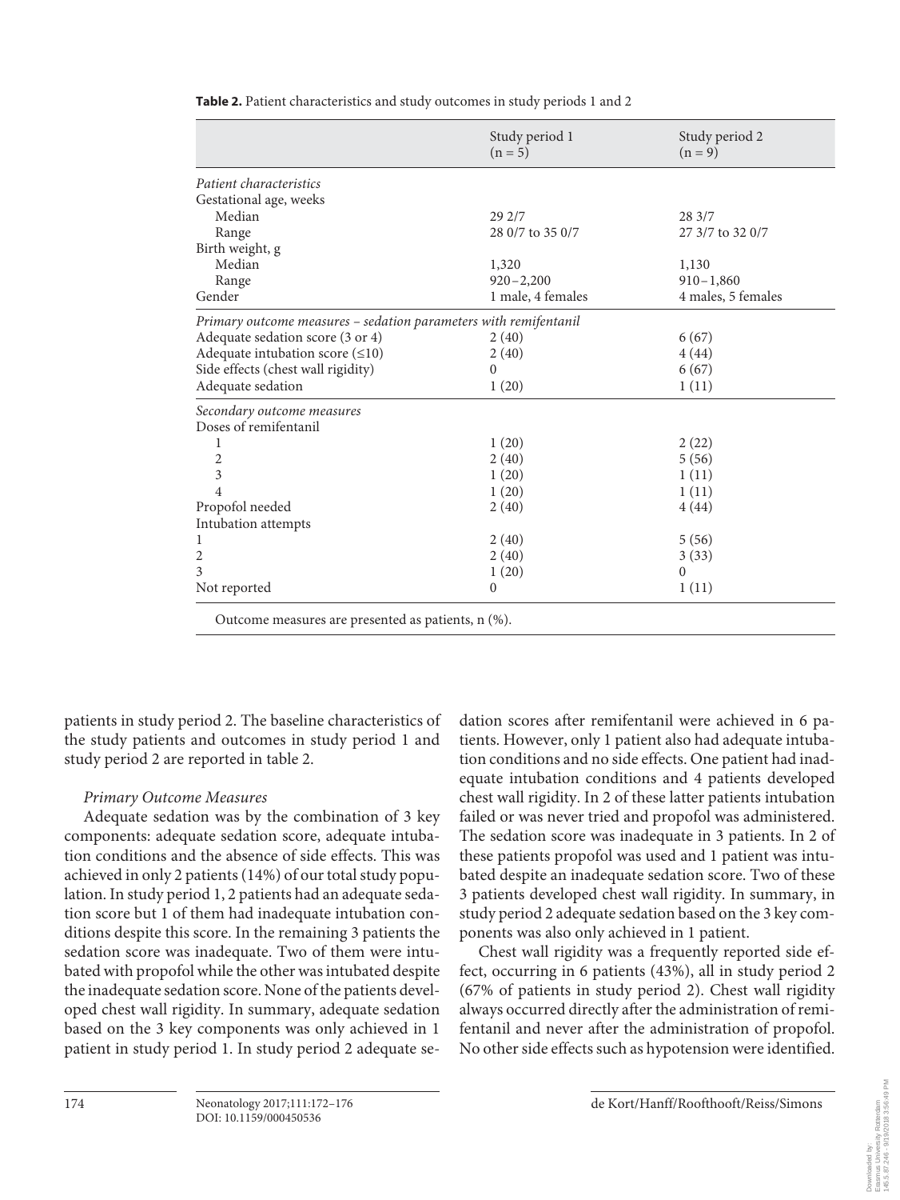**Table 2.** Patient characteristics and study outcomes in study periods 1 and 2

| | Study period 1 (n = 5) | Study period 2 (n = 9) |
|---|---|---|
| *Patient characteristics* | | |
| Gestational age, weeks | | |
| Median | 29 2/7 | 28 3/7 |
| Range | 28 0/7 to 35 0/7 | 27 3/7 to 32 0/7 |
| Birth weight, g | | |
| Median | 1,320 | 1,130 |
| Range | 920–2,200 | 910–1,860 |
| Gender | 1 male, 4 females | 4 males, 5 females |
| *Primary outcome measures – sedation parameters with remifentanil* | | |
| Adequate sedation score (3 or 4) | 2 (40) | 6 (67) |
| Adequate intubation score (≤10) | 2 (40) | 4 (44) |
| Side effects (chest wall rigidity) | 0 | 6 (67) |
| Adequate sedation | 1 (20) | 1 (11) |
| *Secondary outcome measures* | | |
| Doses of remifentanil | | |
| 1 | 1 (20) | 2 (22) |
| 2 | 2 (40) | 5 (56) |
| 3 | 1 (20) | 1 (11) |
| 4 | 1 (20) | 1 (11) |
| Propofol needed | 2 (40) | 4 (44) |
| Intubation attempts | | |
| 1 | 2 (40) | 5 (56) |
| 2 | 2 (40) | 3 (33) |
| 3 | 1 (20) | 0 |
| Not reported | 0 | 1 (11) |

Outcome measures are presented as patients, n (%).

patients in study period 2. The baseline characteristics of the study patients and outcomes in study period 1 and study period 2 are reported in table 2.

*Primary Outcome Measures*

Adequate sedation was by the combination of 3 key components: adequate sedation score, adequate intubation conditions and the absence of side effects. This was achieved in only 2 patients (14%) of our total study population. In study period 1, 2 patients had an adequate sedation score but 1 of them had inadequate intubation conditions despite this score. In the remaining 3 patients the sedation score was inadequate. Two of them were intubated with propofol while the other was intubated despite the inadequate sedation score. None of the patients developed chest wall rigidity. In summary, adequate sedation based on the 3 key components was only achieved in 1 patient in study period 1. In study period 2 adequate sedation scores after remifentanil were achieved in 6 patients. However, only 1 patient also had adequate intubation conditions and no side effects. One patient had inadequate intubation conditions and 4 patients developed chest wall rigidity. In 2 of these latter patients intubation failed or was never tried and propofol was administered. The sedation score was inadequate in 3 patients. In 2 of these patients propofol was used and 1 patient was intubated despite an inadequate sedation score. Two of these 3 patients developed chest wall rigidity. In summary, in study period 2 adequate sedation based on the 3 key components was also only achieved in 1 patient.

Chest wall rigidity was a frequently reported side effect, occurring in 6 patients (43%), all in study period 2 (67% of patients in study period 2). Chest wall rigidity always occurred directly after the administration of remifentanil and never after the administration of propofol. No other side effects such as hypotension were identified.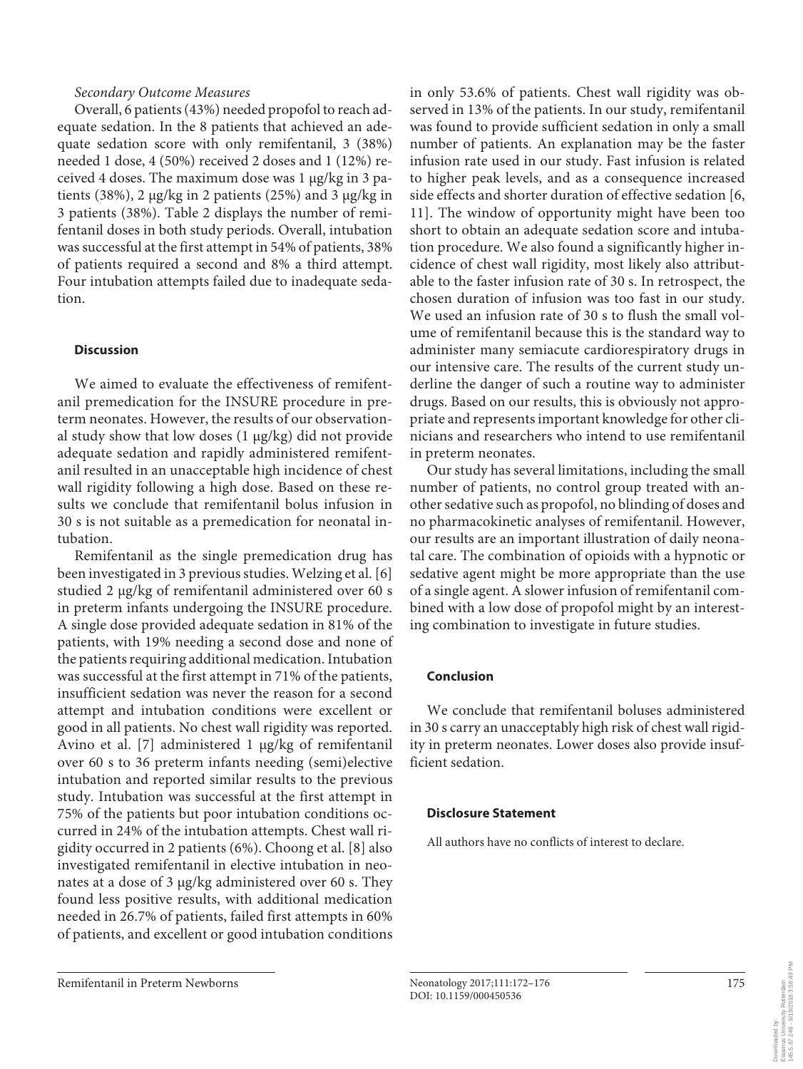*Secondary Outcome Measures*

Overall, 6 patients (43%) needed propofol to reach adequate sedation. In the 8 patients that achieved an adequate sedation score with only remifentanil, 3 (38%) needed 1 dose, 4 (50%) received 2 doses and 1 (12%) received 4 doses. The maximum dose was 1 μg/kg in 3 patients (38%), 2 μg/kg in 2 patients (25%) and 3 μg/kg in 3 patients (38%). Table 2 displays the number of remifentanil doses in both study periods. Overall, intubation was successful at the first attempt in 54% of patients, 38% of patients required a second and 8% a third attempt. Four intubation attempts failed due to inadequate sedation.

## Discussion

We aimed to evaluate the effectiveness of remifentanil premedication for the INSURE procedure in preterm neonates. However, the results of our observational study show that low doses (1 μg/kg) did not provide adequate sedation and rapidly administered remifentanil resulted in an unacceptable high incidence of chest wall rigidity following a high dose. Based on these results we conclude that remifentanil bolus infusion in 30 s is not suitable as a premedication for neonatal intubation.

Remifentanil as the single premedication drug has been investigated in 3 previous studies. Welzing et al. [6] studied 2 μg/kg of remifentanil administered over 60 s in preterm infants undergoing the INSURE procedure. A single dose provided adequate sedation in 81% of the patients, with 19% needing a second dose and none of the patients requiring additional medication. Intubation was successful at the first attempt in 71% of the patients, insufficient sedation was never the reason for a second attempt and intubation conditions were excellent or good in all patients. No chest wall rigidity was reported. Avino et al. [7] administered 1 μg/kg of remifentanil over 60 s to 36 preterm infants needing (semi)elective intubation and reported similar results to the previous study. Intubation was successful at the first attempt in 75% of the patients but poor intubation conditions occurred in 24% of the intubation attempts. Chest wall rigidity occurred in 2 patients (6%). Choong et al. [8] also investigated remifentanil in elective intubation in neonates at a dose of 3 μg/kg administered over 60 s. They found less positive results, with additional medication needed in 26.7% of patients, failed first attempts in 60% of patients, and excellent or good intubation conditions in only 53.6% of patients. Chest wall rigidity was observed in 13% of the patients. In our study, remifentanil was found to provide sufficient sedation in only a small number of patients. An explanation may be the faster infusion rate used in our study. Fast infusion is related to higher peak levels, and as a consequence increased side effects and shorter duration of effective sedation [6, 11]. The window of opportunity might have been too short to obtain an adequate sedation score and intubation procedure. We also found a significantly higher incidence of chest wall rigidity, most likely also attributable to the faster infusion rate of 30 s. In retrospect, the chosen duration of infusion was too fast in our study. We used an infusion rate of 30 s to flush the small volume of remifentanil because this is the standard way to administer many semiacute cardiorespiratory drugs in our intensive care. The results of the current study underline the danger of such a routine way to administer drugs. Based on our results, this is obviously not appropriate and represents important knowledge for other clinicians and researchers who intend to use remifentanil in preterm neonates.

Our study has several limitations, including the small number of patients, no control group treated with another sedative such as propofol, no blinding of doses and no pharmacokinetic analyses of remifentanil. However, our results are an important illustration of daily neonatal care. The combination of opioids with a hypnotic or sedative agent might be more appropriate than the use of a single agent. A slower infusion of remifentanil combined with a low dose of propofol might by an interesting combination to investigate in future studies.

## Conclusion

We conclude that remifentanil boluses administered in 30 s carry an unacceptably high risk of chest wall rigidity in preterm neonates. Lower doses also provide insufficient sedation.

## Disclosure Statement

All authors have no conflicts of interest to declare.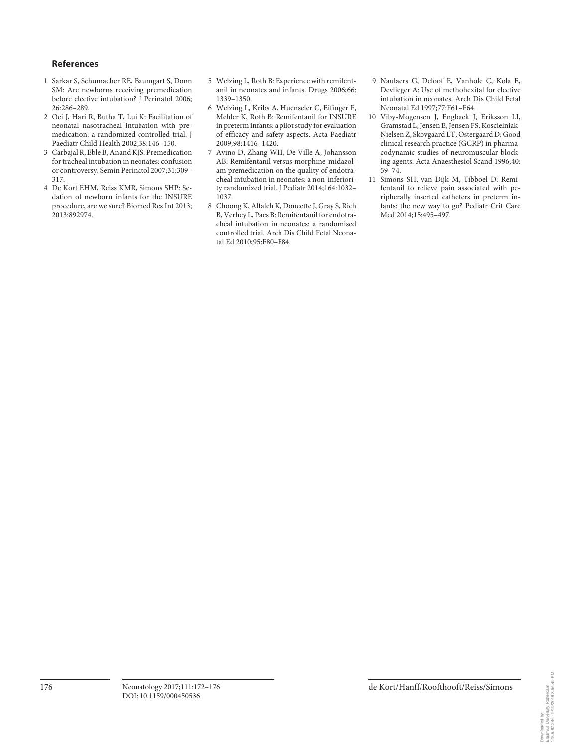## References

1. Sarkar S, Schumacher RE, Baumgart S, Donn SM: Are newborns receiving premedication before elective intubation? J Perinatol 2006; 26:286–289.
2. Oei J, Hari R, Butha T, Lui K: Facilitation of neonatal nasotracheal intubation with premedication: a randomized controlled trial. J Paediatr Child Health 2002;38:146–150.
3. Carbajal R, Eble B, Anand KJS: Premedication for tracheal intubation in neonates: confusion or controversy. Semin Perinatol 2007;31:309–317.
4. De Kort EHM, Reiss KMR, Simons SHP: Sedation of newborn infants for the INSURE procedure, are we sure? Biomed Res Int 2013; 2013:892974.
5. Welzing L, Roth B: Experience with remifentanil in neonates and infants. Drugs 2006;66: 1339–1350.
6. Welzing L, Kribs A, Huenseler C, Eifinger F, Mehler K, Roth B: Remifentanil for INSURE in preterm infants: a pilot study for evaluation of efficacy and safety aspects. Acta Paediatr 2009;98:1416–1420.
7. Avino D, Zhang WH, De Ville A, Johansson AB: Remifentanil versus morphine-midazolam premedication on the quality of endotracheal intubation in neonates: a non-inferiority randomized trial. J Pediatr 2014;164:1032–1037.
8. Choong K, Alfaleh K, Doucette J, Gray S, Rich B, Verhey L, Paes B: Remifentanil for endotracheal intubation in neonates: a randomised controlled trial. Arch Dis Child Fetal Neonatal Ed 2010;95:F80–F84.
9. Naulaers G, Deloof E, Vanhole C, Kola E, Devlieger A: Use of methohexital for elective intubation in neonates. Arch Dis Child Fetal Neonatal Ed 1997;77:F61–F64.
10. Viby-Mogensen J, Engbaek J, Eriksson LI, Gramstad L, Jensen E, Jensen FS, Koscielniak-Nielsen Z, Skovgaard LT, Ostergaard D: Good clinical research practice (GCRP) in pharmacodynamic studies of neuromuscular blocking agents. Acta Anaesthesiol Scand 1996;40: 59–74.
11. Simons SH, van Dijk M, Tibboel D: Remifentanil to relieve pain associated with peripherally inserted catheters in preterm infants: the new way to go? Pediatr Crit Care Med 2014;15:495–497.